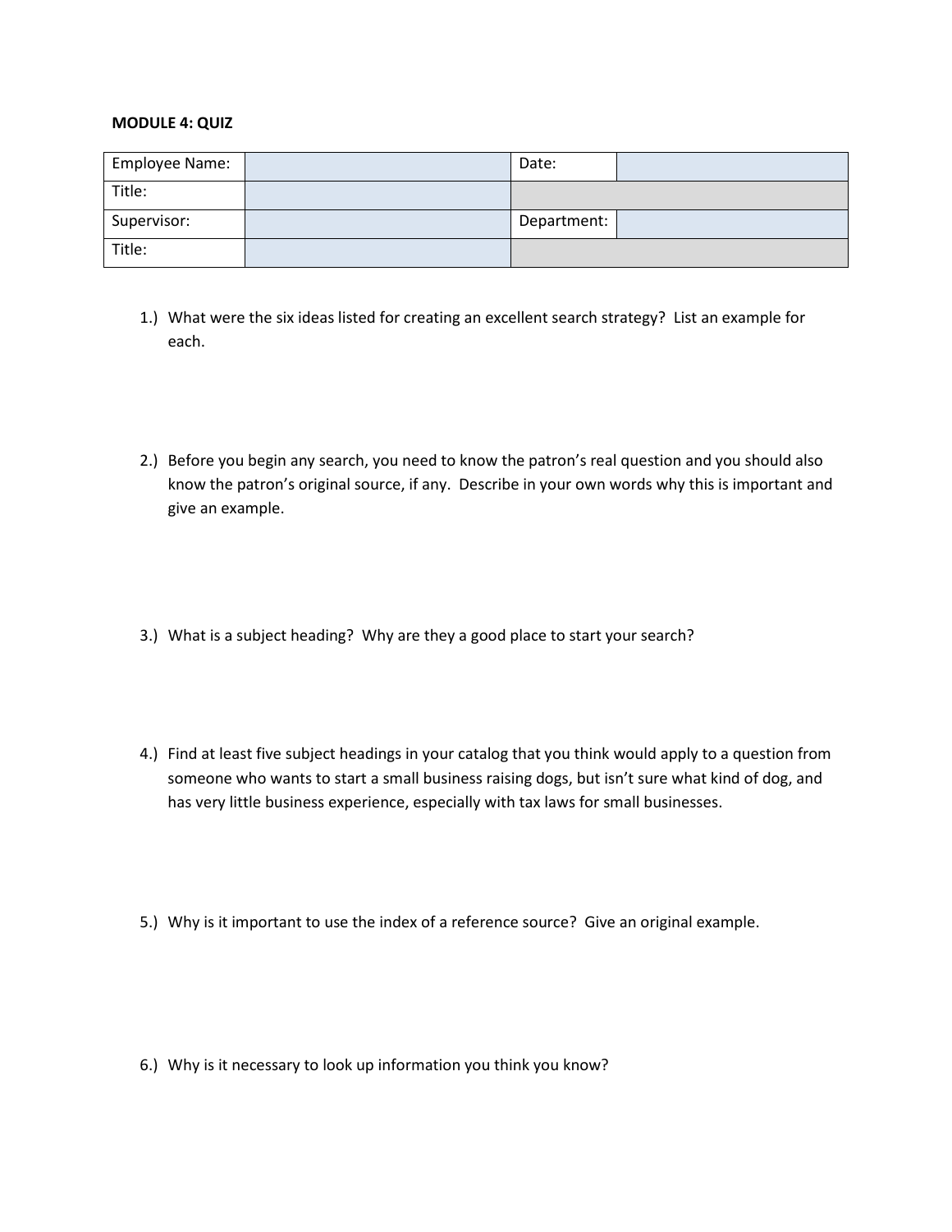**MODULE 4: QUIZ**

| Employee Name: | | Date: | |
|---|---|---|---|
| Title: | | | |
| Supervisor: | | Department: | |
| Title: | | | |

1.) What were the six ideas listed for creating an excellent search strategy? List an example for each.

2.) Before you begin any search, you need to know the patron's real question and you should also know the patron's original source, if any. Describe in your own words why this is important and give an example.

3.) What is a subject heading? Why are they a good place to start your search?

4.) Find at least five subject headings in your catalog that you think would apply to a question from someone who wants to start a small business raising dogs, but isn't sure what kind of dog, and has very little business experience, especially with tax laws for small businesses.

5.) Why is it important to use the index of a reference source? Give an original example.

6.) Why is it necessary to look up information you think you know?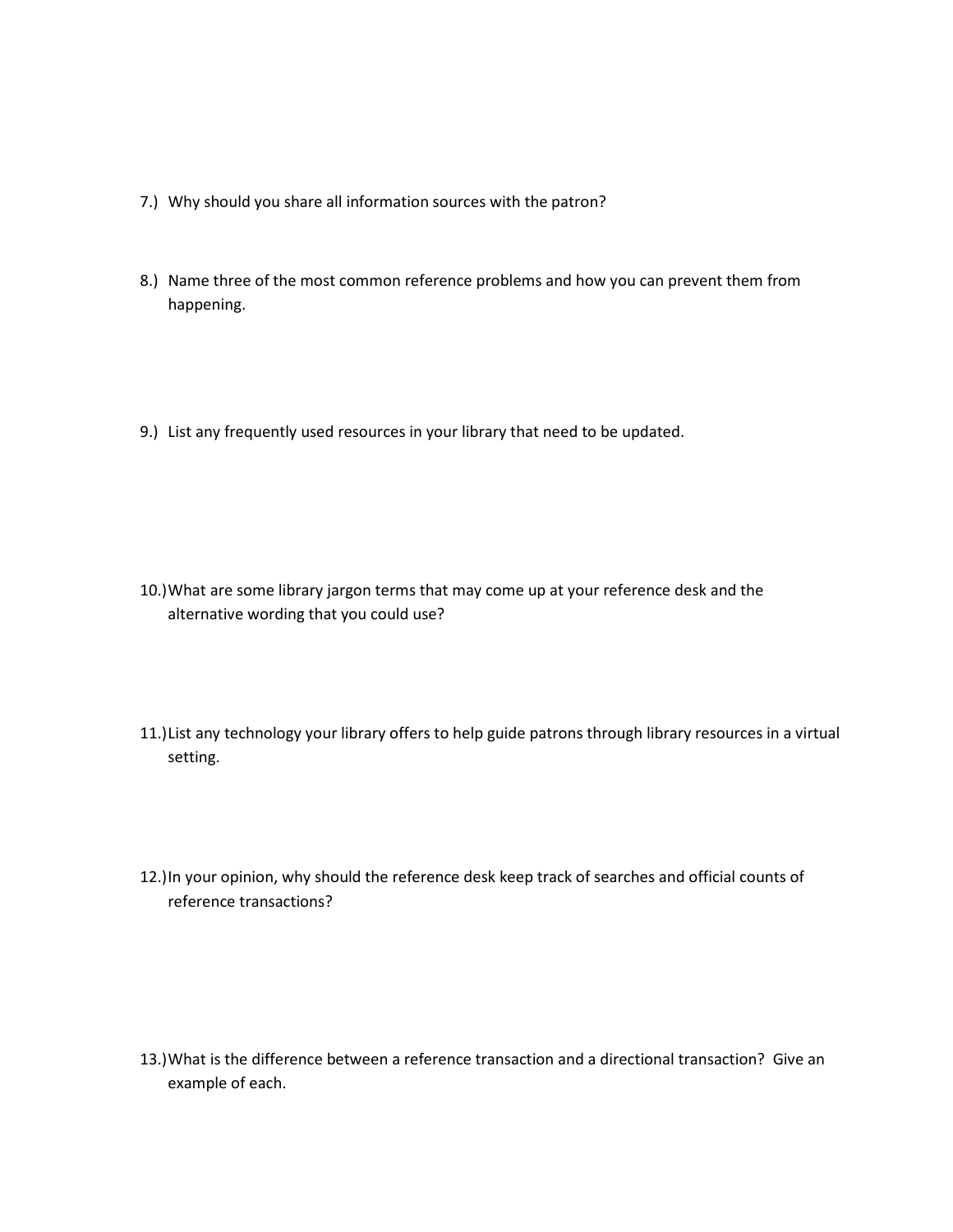7.) Why should you share all information sources with the patron?

8.) Name three of the most common reference problems and how you can prevent them from happening.

9.) List any frequently used resources in your library that need to be updated.

10.) What are some library jargon terms that may come up at your reference desk and the alternative wording that you could use?

11.) List any technology your library offers to help guide patrons through library resources in a virtual setting.

12.) In your opinion, why should the reference desk keep track of searches and official counts of reference transactions?

13.) What is the difference between a reference transaction and a directional transaction? Give an example of each.